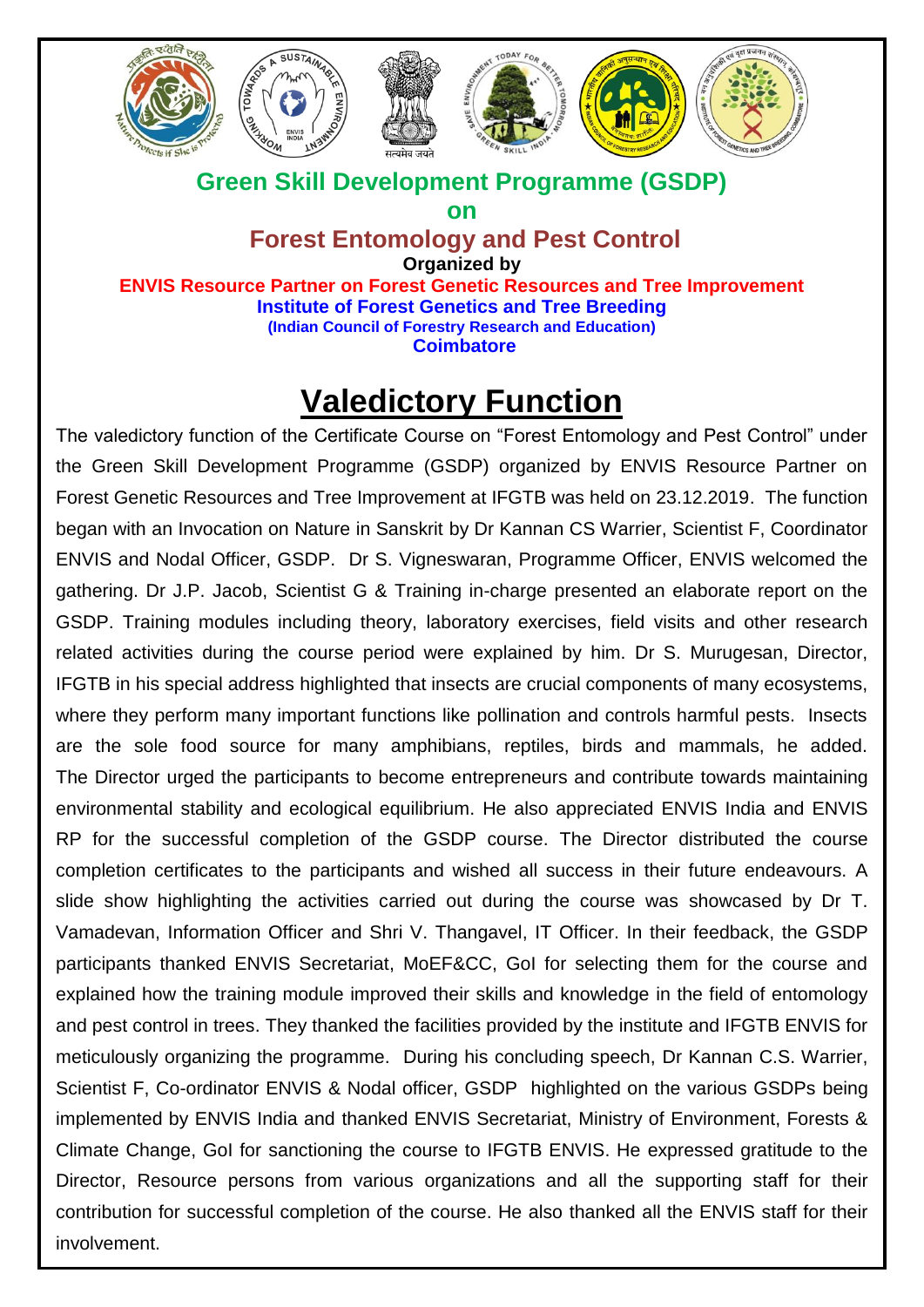## Green Skill Development Programme (GSDP)

**on**

## Forest Entomology and Pest Control

**Organized by**

**ENVIS Resource Partner on Forest Genetic Resources and Tree Improvement**

**Institute of Forest Genetics and Tree Breeding**

**(Indian Council of Forestry Research and Education)**

**Coimbatore**

# Valedictory Function

The valedictory function of the Certificate Course on "Forest Entomology and Pest Control" under the Green Skill Development Programme (GSDP) organized by ENVIS Resource Partner on Forest Genetic Resources and Tree Improvement at IFGTB was held on 23.12.2019. The function began with an Invocation on Nature in Sanskrit by Dr Kannan CS Warrier, Scientist F, Coordinator ENVIS and Nodal Officer, GSDP. Dr S. Vigneswaran, Programme Officer, ENVIS welcomed the gathering. Dr J.P. Jacob, Scientist G & Training in-charge presented an elaborate report on the GSDP. Training modules including theory, laboratory exercises, field visits and other research related activities during the course period were explained by him. Dr S. Murugesan, Director, IFGTB in his special address highlighted that insects are crucial components of many ecosystems, where they perform many important functions like pollination and controls harmful pests. Insects are the sole food source for many amphibians, reptiles, birds and mammals, he added. The Director urged the participants to become entrepreneurs and contribute towards maintaining environmental stability and ecological equilibrium. He also appreciated ENVIS India and ENVIS RP for the successful completion of the GSDP course. The Director distributed the course completion certificates to the participants and wished all success in their future endeavours. A slide show highlighting the activities carried out during the course was showcased by Dr T. Vamadevan, Information Officer and Shri V. Thangavel, IT Officer. In their feedback, the GSDP participants thanked ENVIS Secretariat, MoEF&CC, GoI for selecting them for the course and explained how the training module improved their skills and knowledge in the field of entomology and pest control in trees. They thanked the facilities provided by the institute and IFGTB ENVIS for meticulously organizing the programme. During his concluding speech, Dr Kannan C.S. Warrier, Scientist F, Co-ordinator ENVIS & Nodal officer, GSDP highlighted on the various GSDPs being implemented by ENVIS India and thanked ENVIS Secretariat, Ministry of Environment, Forests & Climate Change, GoI for sanctioning the course to IFGTB ENVIS. He expressed gratitude to the Director, Resource persons from various organizations and all the supporting staff for their contribution for successful completion of the course. He also thanked all the ENVIS staff for their involvement.